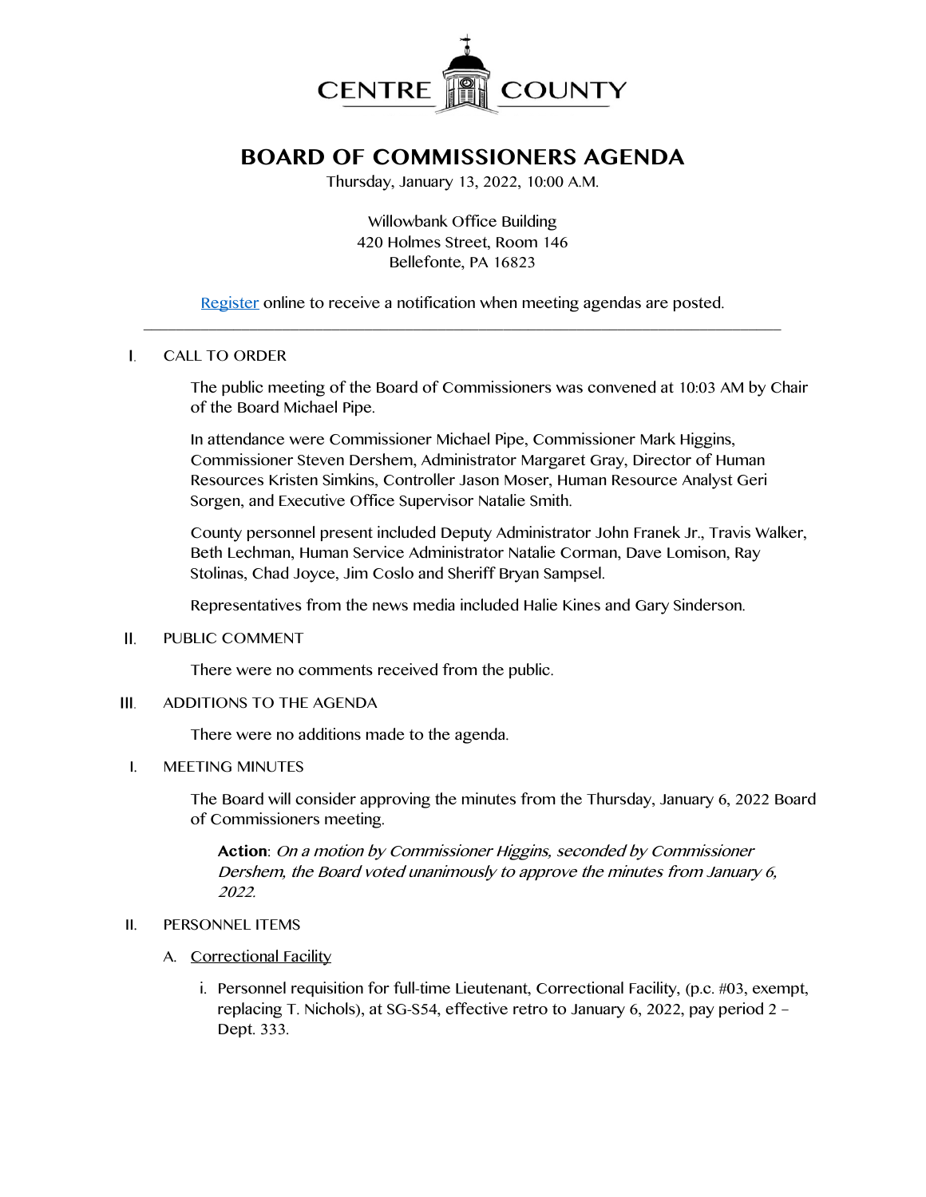CENTRE COUNTY

# BOARD OF COMMISSIONERS AGENDA

Thursday, January 13, 2022, 10:00 A.M.

Willowbank Office Building
420 Holmes Street, Room 146
Bellefonte, PA 16823

Register online to receive a notification when meeting agendas are posted.

---

I. CALL TO ORDER

The public meeting of the Board of Commissioners was convened at 10:03 AM by Chair of the Board Michael Pipe.

In attendance were Commissioner Michael Pipe, Commissioner Mark Higgins, Commissioner Steven Dershem, Administrator Margaret Gray, Director of Human Resources Kristen Simkins, Controller Jason Moser, Human Resource Analyst Geri Sorgen, and Executive Office Supervisor Natalie Smith.

County personnel present included Deputy Administrator John Franek Jr., Travis Walker, Beth Lechman, Human Service Administrator Natalie Corman, Dave Lomison, Ray Stolinas, Chad Joyce, Jim Coslo and Sheriff Bryan Sampsel.

Representatives from the news media included Halie Kines and Gary Sinderson.

II. PUBLIC COMMENT

There were no comments received from the public.

III. ADDITIONS TO THE AGENDA

There were no additions made to the agenda.

I. MEETING MINUTES

The Board will consider approving the minutes from the Thursday, January 6, 2022 Board of Commissioners meeting.

> **Action**: *On a motion by Commissioner Higgins, seconded by Commissioner Dershem, the Board voted unanimously to approve the minutes from January 6, 2022.*

II. PERSONNEL ITEMS

A. Correctional Facility

i. Personnel requisition for full-time Lieutenant, Correctional Facility, (p.c. #03, exempt, replacing T. Nichols), at SG-S54, effective retro to January 6, 2022, pay period 2 – Dept. 333.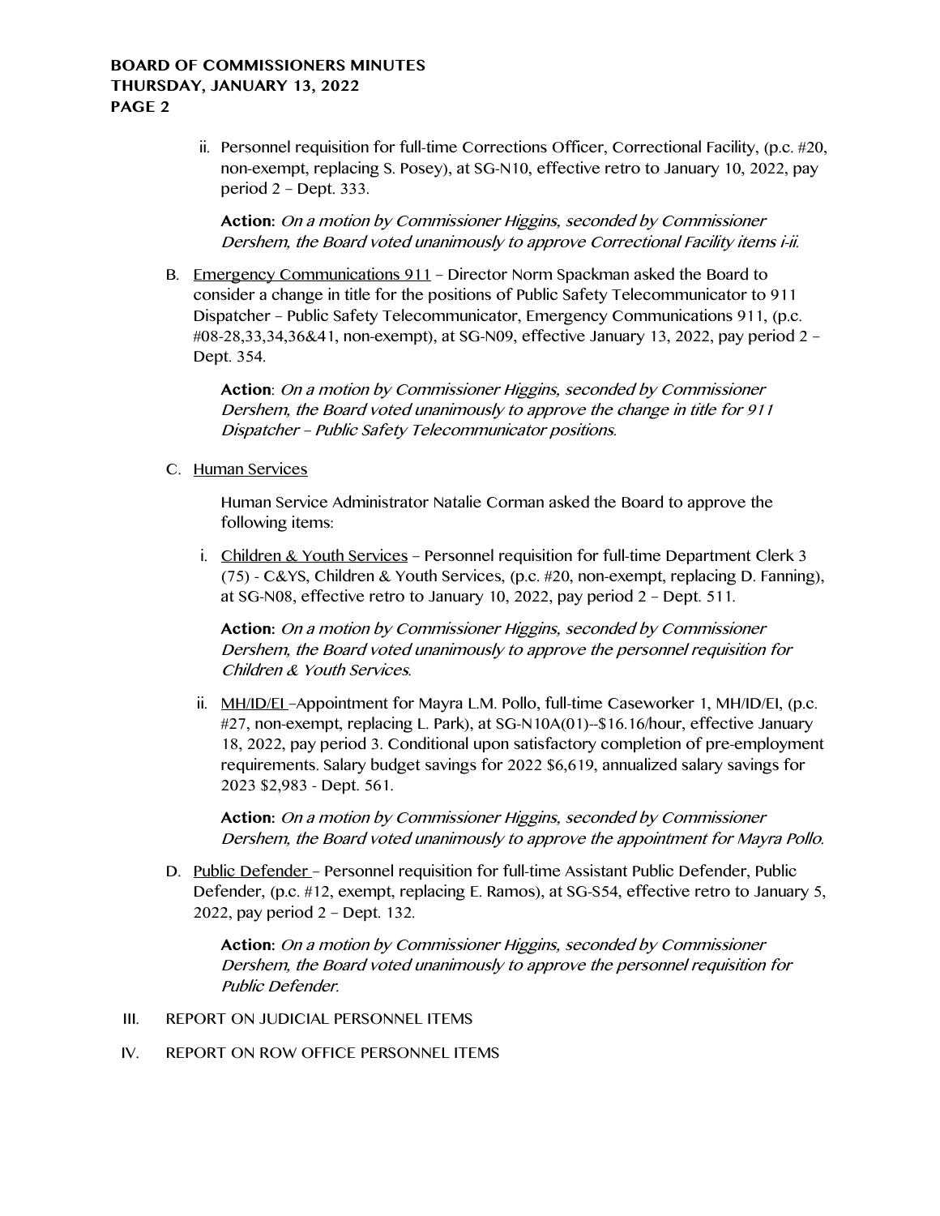ii. Personnel requisition for full-time Corrections Officer, Correctional Facility, (p.c. #20, non-exempt, replacing S. Posey), at SG-N10, effective retro to January 10, 2022, pay period 2 – Dept. 333.

**Action:** *On a motion by Commissioner Higgins, seconded by Commissioner Dershem, the Board voted unanimously to approve Correctional Facility items i-ii.*

B. Emergency Communications 911 – Director Norm Spackman asked the Board to consider a change in title for the positions of Public Safety Telecommunicator to 911 Dispatcher – Public Safety Telecommunicator, Emergency Communications 911, (p.c. #08-28,33,34,36&41, non-exempt), at SG-N09, effective January 13, 2022, pay period 2 – Dept. 354.

**Action**: *On a motion by Commissioner Higgins, seconded by Commissioner Dershem, the Board voted unanimously to approve the change in title for 911 Dispatcher – Public Safety Telecommunicator positions.*

C. Human Services

Human Service Administrator Natalie Corman asked the Board to approve the following items:

i. Children & Youth Services – Personnel requisition for full-time Department Clerk 3 (75) - C&YS, Children & Youth Services, (p.c. #20, non-exempt, replacing D. Fanning), at SG-N08, effective retro to January 10, 2022, pay period 2 – Dept. 511.

**Action:** *On a motion by Commissioner Higgins, seconded by Commissioner Dershem, the Board voted unanimously to approve the personnel requisition for Children & Youth Services.*

ii. MH/ID/EI –Appointment for Mayra L.M. Pollo, full-time Caseworker 1, MH/ID/EI, (p.c. #27, non-exempt, replacing L. Park), at SG-N10A(01)--$16.16/hour, effective January 18, 2022, pay period 3. Conditional upon satisfactory completion of pre-employment requirements. Salary budget savings for 2022 $6,619, annualized salary savings for 2023 $2,983 - Dept. 561.

**Action:** *On a motion by Commissioner Higgins, seconded by Commissioner Dershem, the Board voted unanimously to approve the appointment for Mayra Pollo.*

D. Public Defender – Personnel requisition for full-time Assistant Public Defender, Public Defender, (p.c. #12, exempt, replacing E. Ramos), at SG-S54, effective retro to January 5, 2022, pay period 2 – Dept. 132.

**Action:** *On a motion by Commissioner Higgins, seconded by Commissioner Dershem, the Board voted unanimously to approve the personnel requisition for Public Defender.*

III. REPORT ON JUDICIAL PERSONNEL ITEMS

IV. REPORT ON ROW OFFICE PERSONNEL ITEMS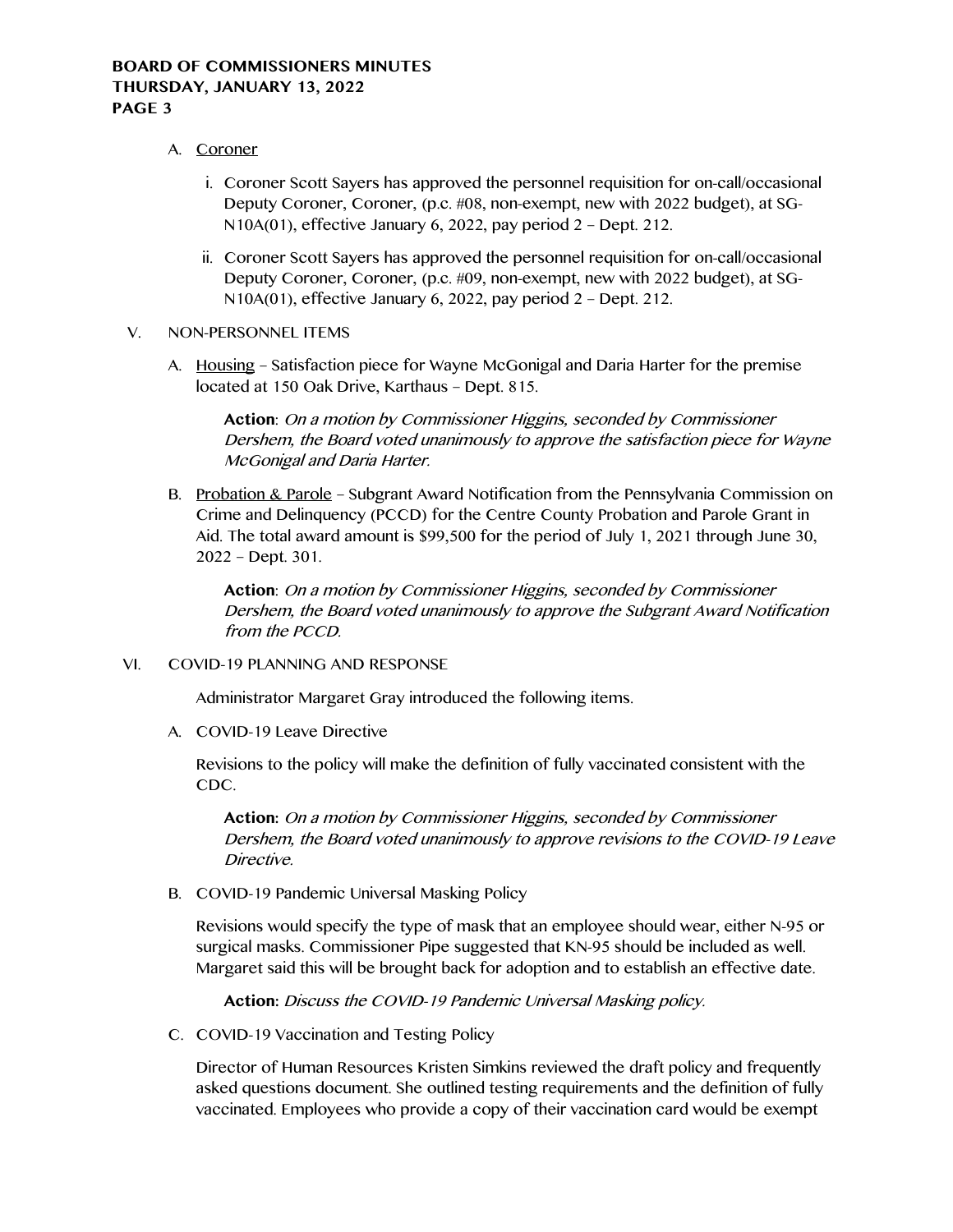A. Coroner

i. Coroner Scott Sayers has approved the personnel requisition for on-call/occasional Deputy Coroner, Coroner, (p.c. #08, non-exempt, new with 2022 budget), at SG-N10A(01), effective January 6, 2022, pay period 2 – Dept. 212.

ii. Coroner Scott Sayers has approved the personnel requisition for on-call/occasional Deputy Coroner, Coroner, (p.c. #09, non-exempt, new with 2022 budget), at SG-N10A(01), effective January 6, 2022, pay period 2 – Dept. 212.

V. NON-PERSONNEL ITEMS

A. Housing – Satisfaction piece for Wayne McGonigal and Daria Harter for the premise located at 150 Oak Drive, Karthaus – Dept. 815.

> **Action**: *On a motion by Commissioner Higgins, seconded by Commissioner Dershem, the Board voted unanimously to approve the satisfaction piece for Wayne McGonigal and Daria Harter.*

B. Probation & Parole – Subgrant Award Notification from the Pennsylvania Commission on Crime and Delinquency (PCCD) for the Centre County Probation and Parole Grant in Aid. The total award amount is $99,500 for the period of July 1, 2021 through June 30, 2022 – Dept. 301.

> **Action**: *On a motion by Commissioner Higgins, seconded by Commissioner Dershem, the Board voted unanimously to approve the Subgrant Award Notification from the PCCD.*

VI. COVID-19 PLANNING AND RESPONSE

Administrator Margaret Gray introduced the following items.

A. COVID-19 Leave Directive

Revisions to the policy will make the definition of fully vaccinated consistent with the CDC.

> **Action:** *On a motion by Commissioner Higgins, seconded by Commissioner Dershem, the Board voted unanimously to approve revisions to the COVID-19 Leave Directive.*

B. COVID-19 Pandemic Universal Masking Policy

Revisions would specify the type of mask that an employee should wear, either N-95 or surgical masks. Commissioner Pipe suggested that KN-95 should be included as well. Margaret said this will be brought back for adoption and to establish an effective date.

> **Action:** *Discuss the COVID-19 Pandemic Universal Masking policy.*

C. COVID-19 Vaccination and Testing Policy

Director of Human Resources Kristen Simkins reviewed the draft policy and frequently asked questions document. She outlined testing requirements and the definition of fully vaccinated. Employees who provide a copy of their vaccination card would be exempt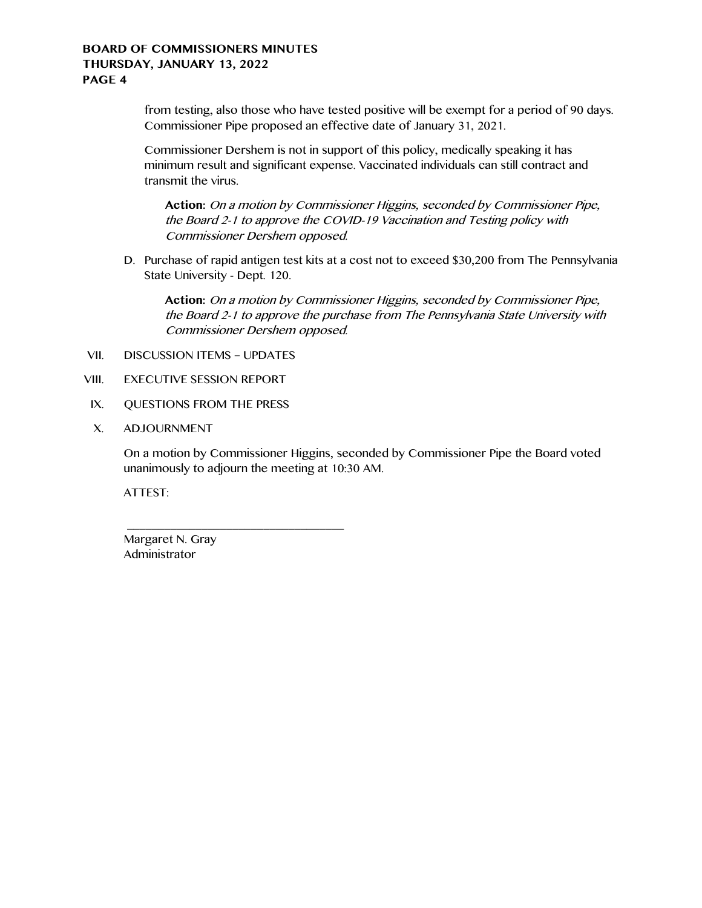from testing, also those who have tested positive will be exempt for a period of 90 days. Commissioner Pipe proposed an effective date of January 31, 2021.

Commissioner Dershem is not in support of this policy, medically speaking it has minimum result and significant expense. Vaccinated individuals can still contract and transmit the virus.

> **Action:** *On a motion by Commissioner Higgins, seconded by Commissioner Pipe, the Board 2-1 to approve the COVID-19 Vaccination and Testing policy with Commissioner Dershem opposed.*

D. Purchase of rapid antigen test kits at a cost not to exceed $30,200 from The Pennsylvania State University - Dept. 120.

> **Action:** *On a motion by Commissioner Higgins, seconded by Commissioner Pipe, the Board 2-1 to approve the purchase from The Pennsylvania State University with Commissioner Dershem opposed.*

VII. DISCUSSION ITEMS – UPDATES

VIII. EXECUTIVE SESSION REPORT

IX. QUESTIONS FROM THE PRESS

X. ADJOURNMENT

On a motion by Commissioner Higgins, seconded by Commissioner Pipe the Board voted unanimously to adjourn the meeting at 10:30 AM.

ATTEST:

\_\_\_\_\_\_\_\_\_\_\_\_\_\_\_\_\_\_\_\_\_\_\_\_\_\_\_\_\_\_\_\_\_\_\_

Margaret N. Gray
Administrator